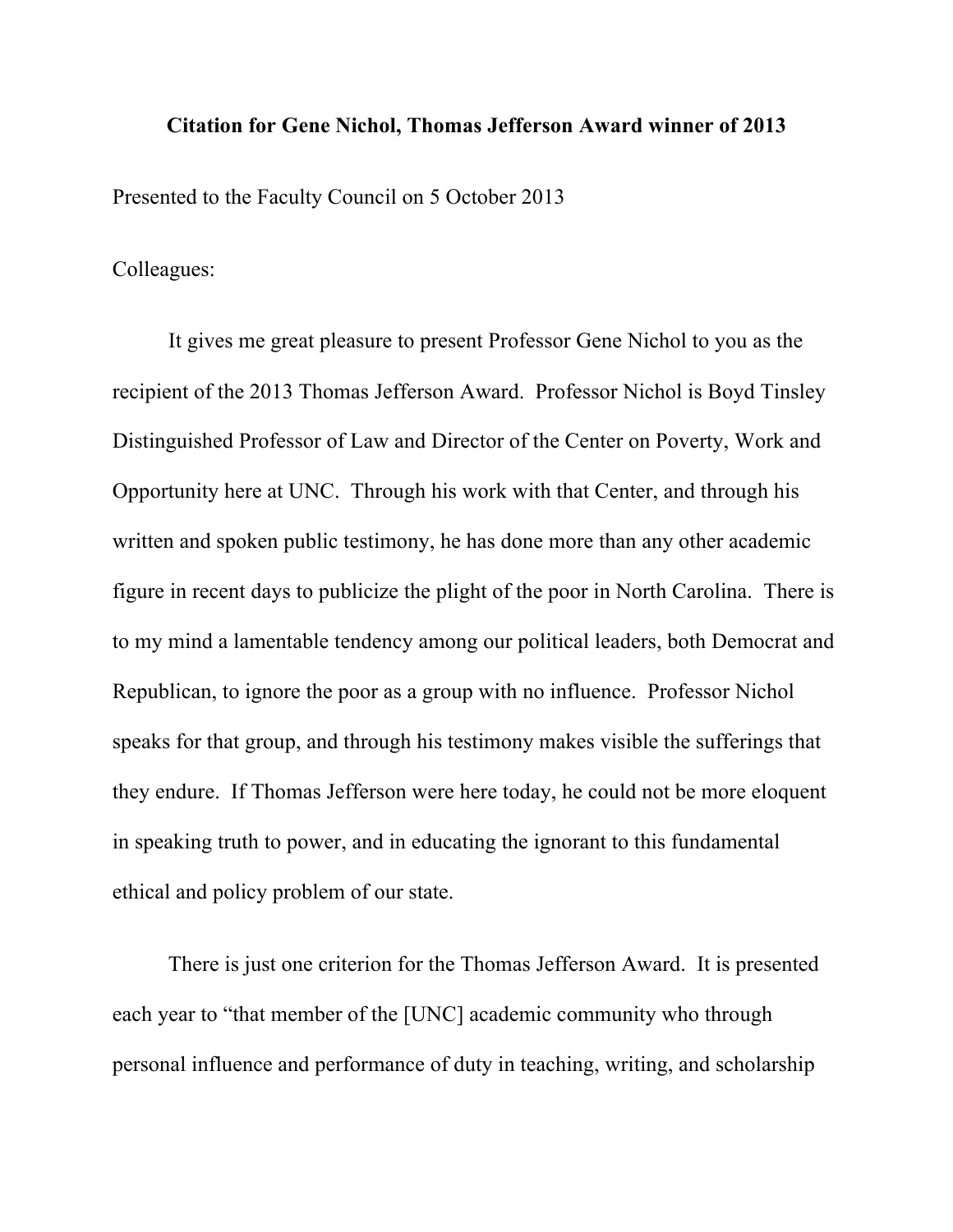**Citation for Gene Nichol, Thomas Jefferson Award winner of 2013**

Presented to the Faculty Council on 5 October 2013

Colleagues:

It gives me great pleasure to present Professor Gene Nichol to you as the recipient of the 2013 Thomas Jefferson Award. Professor Nichol is Boyd Tinsley Distinguished Professor of Law and Director of the Center on Poverty, Work and Opportunity here at UNC. Through his work with that Center, and through his written and spoken public testimony, he has done more than any other academic figure in recent days to publicize the plight of the poor in North Carolina. There is to my mind a lamentable tendency among our political leaders, both Democrat and Republican, to ignore the poor as a group with no influence. Professor Nichol speaks for that group, and through his testimony makes visible the sufferings that they endure. If Thomas Jefferson were here today, he could not be more eloquent in speaking truth to power, and in educating the ignorant to this fundamental ethical and policy problem of our state.

There is just one criterion for the Thomas Jefferson Award. It is presented each year to "that member of the [UNC] academic community who through personal influence and performance of duty in teaching, writing, and scholarship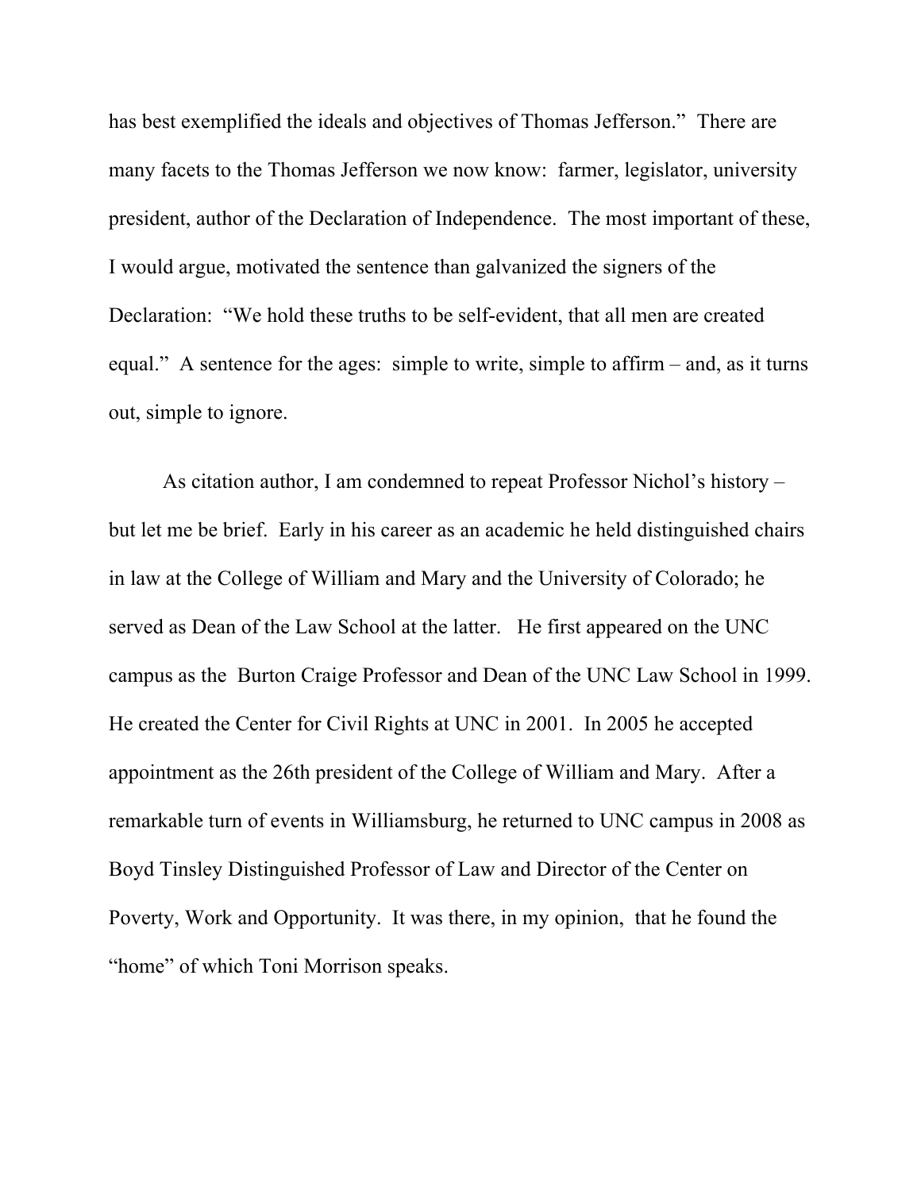has best exemplified the ideals and objectives of Thomas Jefferson." There are many facets to the Thomas Jefferson we now know: farmer, legislator, university president, author of the Declaration of Independence. The most important of these, I would argue, motivated the sentence than galvanized the signers of the Declaration: "We hold these truths to be self-evident, that all men are created equal." A sentence for the ages: simple to write, simple to affirm – and, as it turns out, simple to ignore.

As citation author, I am condemned to repeat Professor Nichol's history – but let me be brief. Early in his career as an academic he held distinguished chairs in law at the College of William and Mary and the University of Colorado; he served as Dean of the Law School at the latter. He first appeared on the UNC campus as the Burton Craige Professor and Dean of the UNC Law School in 1999. He created the Center for Civil Rights at UNC in 2001. In 2005 he accepted appointment as the 26th president of the College of William and Mary. After a remarkable turn of events in Williamsburg, he returned to UNC campus in 2008 as Boyd Tinsley Distinguished Professor of Law and Director of the Center on Poverty, Work and Opportunity. It was there, in my opinion, that he found the "home" of which Toni Morrison speaks.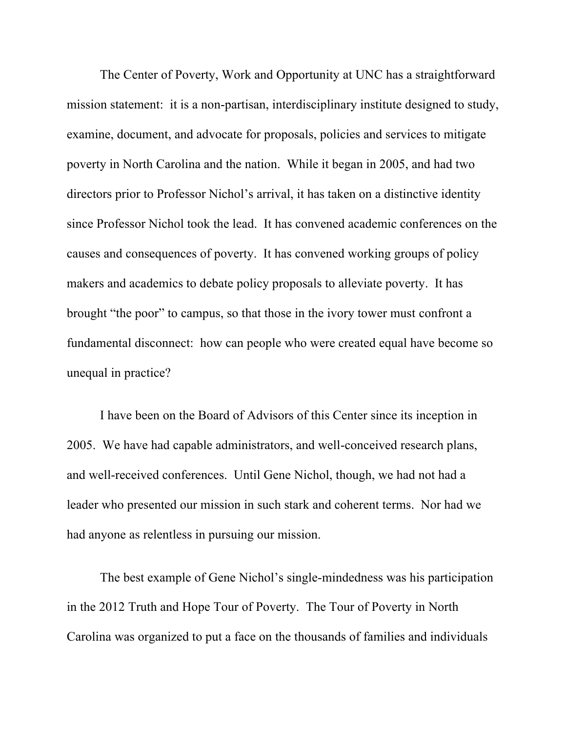The Center of Poverty, Work and Opportunity at UNC has a straightforward mission statement: it is a non-partisan, interdisciplinary institute designed to study, examine, document, and advocate for proposals, policies and services to mitigate poverty in North Carolina and the nation. While it began in 2005, and had two directors prior to Professor Nichol's arrival, it has taken on a distinctive identity since Professor Nichol took the lead. It has convened academic conferences on the causes and consequences of poverty. It has convened working groups of policy makers and academics to debate policy proposals to alleviate poverty. It has brought "the poor" to campus, so that those in the ivory tower must confront a fundamental disconnect: how can people who were created equal have become so unequal in practice?

I have been on the Board of Advisors of this Center since its inception in 2005. We have had capable administrators, and well-conceived research plans, and well-received conferences. Until Gene Nichol, though, we had not had a leader who presented our mission in such stark and coherent terms. Nor had we had anyone as relentless in pursuing our mission.

The best example of Gene Nichol's single-mindedness was his participation in the 2012 Truth and Hope Tour of Poverty. The Tour of Poverty in North Carolina was organized to put a face on the thousands of families and individuals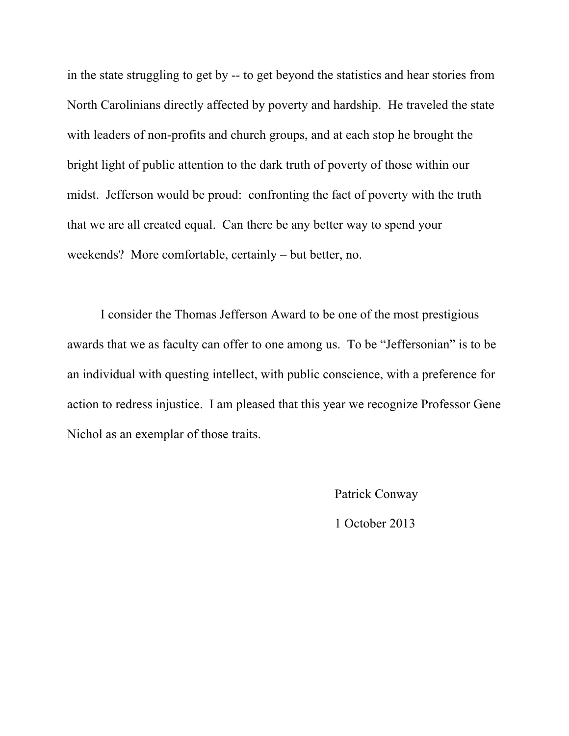in the state struggling to get by -- to get beyond the statistics and hear stories from North Carolinians directly affected by poverty and hardship. He traveled the state with leaders of non-profits and church groups, and at each stop he brought the bright light of public attention to the dark truth of poverty of those within our midst. Jefferson would be proud: confronting the fact of poverty with the truth that we are all created equal. Can there be any better way to spend your weekends? More comfortable, certainly – but better, no.

I consider the Thomas Jefferson Award to be one of the most prestigious awards that we as faculty can offer to one among us. To be "Jeffersonian" is to be an individual with questing intellect, with public conscience, with a preference for action to redress injustice. I am pleased that this year we recognize Professor Gene Nichol as an exemplar of those traits.

Patrick Conway

1 October 2013